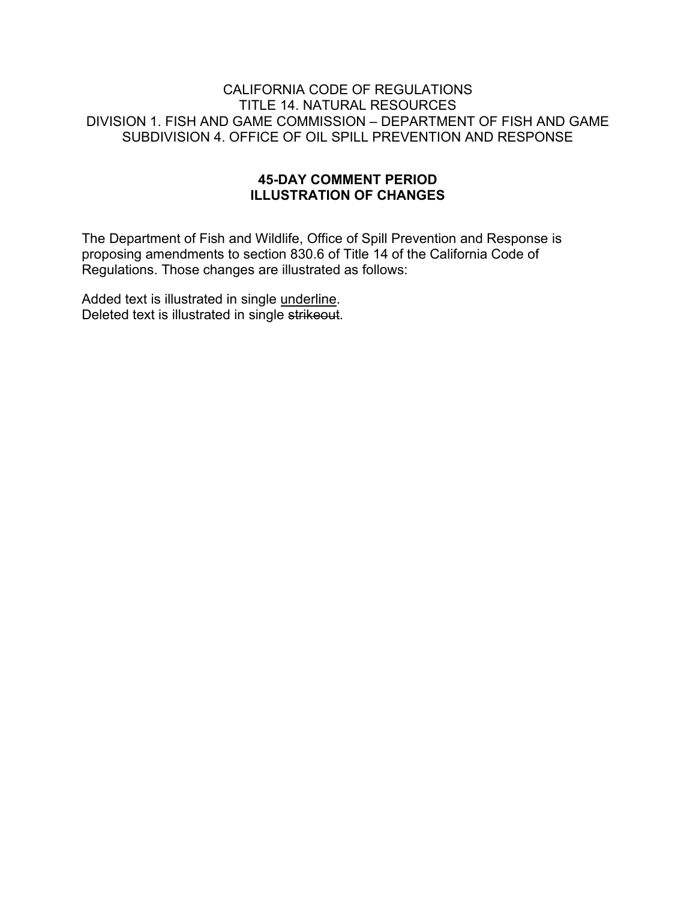CALIFORNIA CODE OF REGULATIONS
TITLE 14. NATURAL RESOURCES
DIVISION 1. FISH AND GAME COMMISSION – DEPARTMENT OF FISH AND GAME
SUBDIVISION 4. OFFICE OF OIL SPILL PREVENTION AND RESPONSE

**45-DAY COMMENT PERIOD**
**ILLUSTRATION OF CHANGES**

The Department of Fish and Wildlife, Office of Spill Prevention and Response is proposing amendments to section 830.6 of Title 14 of the California Code of Regulations. Those changes are illustrated as follows:

Added text is illustrated in single <u>underline</u>.
Deleted text is illustrated in single ~~strikeout~~.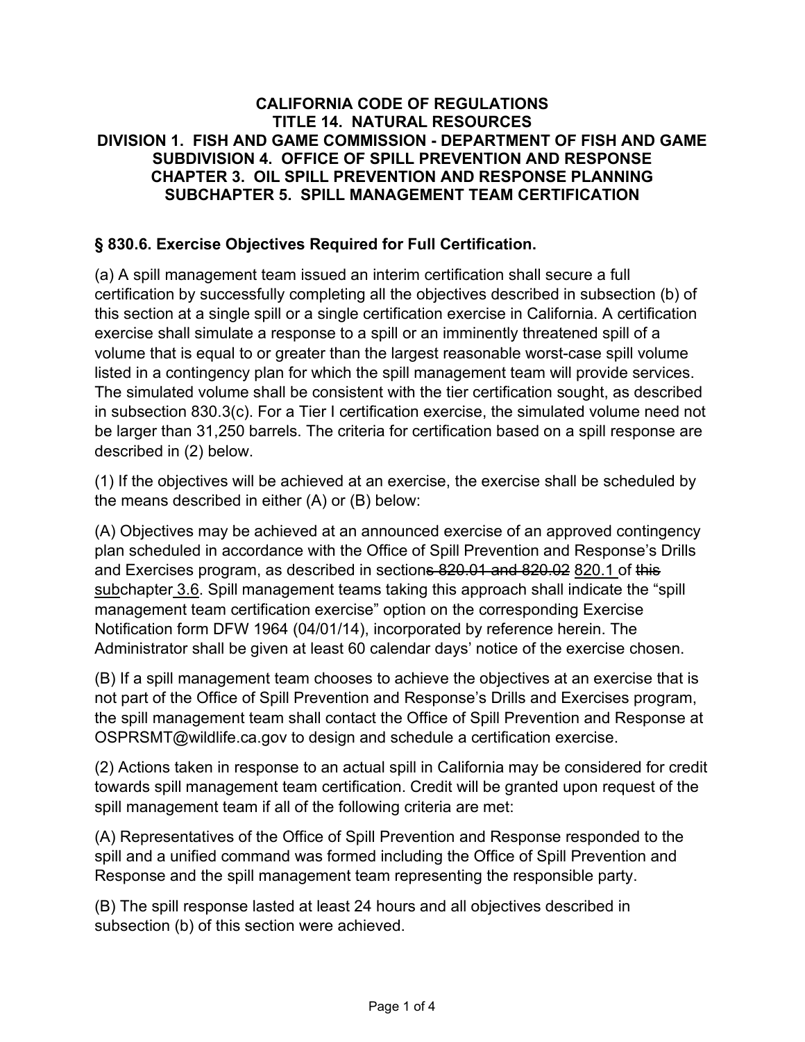**CALIFORNIA CODE OF REGULATIONS**
**TITLE 14. NATURAL RESOURCES**
**DIVISION 1. FISH AND GAME COMMISSION - DEPARTMENT OF FISH AND GAME**
**SUBDIVISION 4. OFFICE OF SPILL PREVENTION AND RESPONSE**
**CHAPTER 3. OIL SPILL PREVENTION AND RESPONSE PLANNING**
**SUBCHAPTER 5. SPILL MANAGEMENT TEAM CERTIFICATION**

## § 830.6. Exercise Objectives Required for Full Certification.

(a) A spill management team issued an interim certification shall secure a full certification by successfully completing all the objectives described in subsection (b) of this section at a single spill or a single certification exercise in California. A certification exercise shall simulate a response to a spill or an imminently threatened spill of a volume that is equal to or greater than the largest reasonable worst-case spill volume listed in a contingency plan for which the spill management team will provide services. The simulated volume shall be consistent with the tier certification sought, as described in subsection 830.3(c). For a Tier I certification exercise, the simulated volume need not be larger than 31,250 barrels. The criteria for certification based on a spill response are described in (2) below.

(1) If the objectives will be achieved at an exercise, the exercise shall be scheduled by the means described in either (A) or (B) below:

(A) Objectives may be achieved at an announced exercise of an approved contingency plan scheduled in accordance with the Office of Spill Prevention and Response's Drills and Exercises program, as described in section~~s 820.01 and 820.02~~ <u>820.1 </u>of ~~this~~ ~~sub~~chapter<u> 3.6</u>. Spill management teams taking this approach shall indicate the "spill management team certification exercise" option on the corresponding Exercise Notification form DFW 1964 (04/01/14), incorporated by reference herein. The Administrator shall be given at least 60 calendar days' notice of the exercise chosen.

(B) If a spill management team chooses to achieve the objectives at an exercise that is not part of the Office of Spill Prevention and Response's Drills and Exercises program, the spill management team shall contact the Office of Spill Prevention and Response at OSPRSMT@wildlife.ca.gov to design and schedule a certification exercise.

(2) Actions taken in response to an actual spill in California may be considered for credit towards spill management team certification. Credit will be granted upon request of the spill management team if all of the following criteria are met:

(A) Representatives of the Office of Spill Prevention and Response responded to the spill and a unified command was formed including the Office of Spill Prevention and Response and the spill management team representing the responsible party.

(B) The spill response lasted at least 24 hours and all objectives described in subsection (b) of this section were achieved.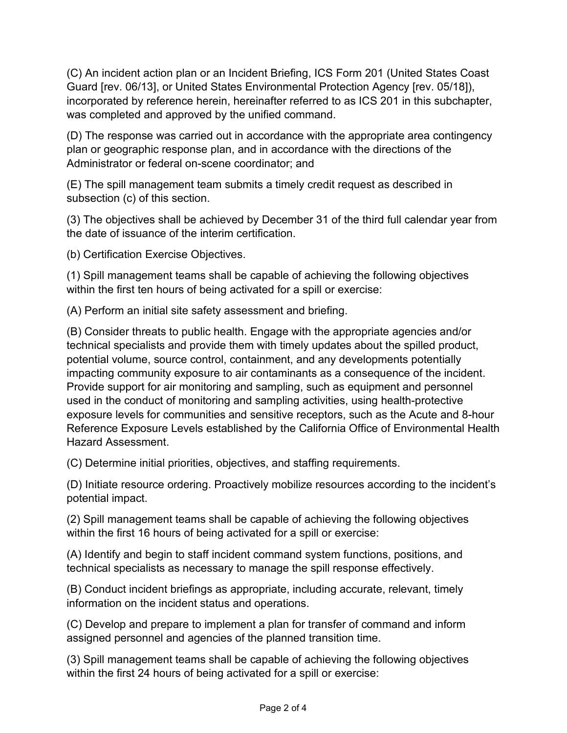(C) An incident action plan or an Incident Briefing, ICS Form 201 (United States Coast Guard [rev. 06/13], or United States Environmental Protection Agency [rev. 05/18]), incorporated by reference herein, hereinafter referred to as ICS 201 in this subchapter, was completed and approved by the unified command.

(D) The response was carried out in accordance with the appropriate area contingency plan or geographic response plan, and in accordance with the directions of the Administrator or federal on-scene coordinator; and

(E) The spill management team submits a timely credit request as described in subsection (c) of this section.

(3) The objectives shall be achieved by December 31 of the third full calendar year from the date of issuance of the interim certification.

(b) Certification Exercise Objectives.

(1) Spill management teams shall be capable of achieving the following objectives within the first ten hours of being activated for a spill or exercise:

(A) Perform an initial site safety assessment and briefing.

(B) Consider threats to public health. Engage with the appropriate agencies and/or technical specialists and provide them with timely updates about the spilled product, potential volume, source control, containment, and any developments potentially impacting community exposure to air contaminants as a consequence of the incident. Provide support for air monitoring and sampling, such as equipment and personnel used in the conduct of monitoring and sampling activities, using health-protective exposure levels for communities and sensitive receptors, such as the Acute and 8-hour Reference Exposure Levels established by the California Office of Environmental Health Hazard Assessment.

(C) Determine initial priorities, objectives, and staffing requirements.

(D) Initiate resource ordering. Proactively mobilize resources according to the incident's potential impact.

(2) Spill management teams shall be capable of achieving the following objectives within the first 16 hours of being activated for a spill or exercise:

(A) Identify and begin to staff incident command system functions, positions, and technical specialists as necessary to manage the spill response effectively.

(B) Conduct incident briefings as appropriate, including accurate, relevant, timely information on the incident status and operations.

(C) Develop and prepare to implement a plan for transfer of command and inform assigned personnel and agencies of the planned transition time.

(3) Spill management teams shall be capable of achieving the following objectives within the first 24 hours of being activated for a spill or exercise: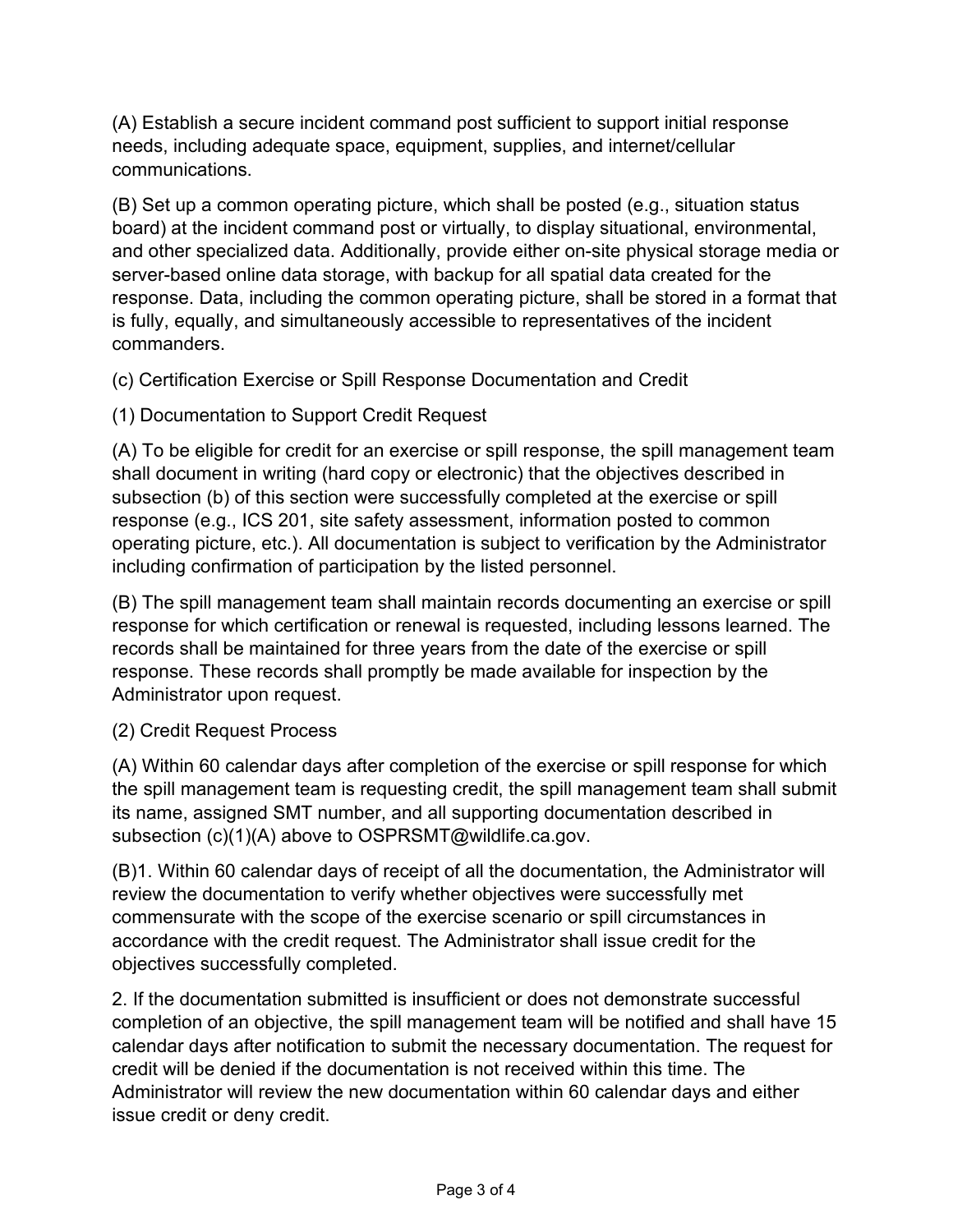(A) Establish a secure incident command post sufficient to support initial response needs, including adequate space, equipment, supplies, and internet/cellular communications.

(B) Set up a common operating picture, which shall be posted (e.g., situation status board) at the incident command post or virtually, to display situational, environmental, and other specialized data. Additionally, provide either on-site physical storage media or server-based online data storage, with backup for all spatial data created for the response. Data, including the common operating picture, shall be stored in a format that is fully, equally, and simultaneously accessible to representatives of the incident commanders.

(c) Certification Exercise or Spill Response Documentation and Credit

(1) Documentation to Support Credit Request

(A) To be eligible for credit for an exercise or spill response, the spill management team shall document in writing (hard copy or electronic) that the objectives described in subsection (b) of this section were successfully completed at the exercise or spill response (e.g., ICS 201, site safety assessment, information posted to common operating picture, etc.). All documentation is subject to verification by the Administrator including confirmation of participation by the listed personnel.

(B) The spill management team shall maintain records documenting an exercise or spill response for which certification or renewal is requested, including lessons learned. The records shall be maintained for three years from the date of the exercise or spill response. These records shall promptly be made available for inspection by the Administrator upon request.

(2) Credit Request Process

(A) Within 60 calendar days after completion of the exercise or spill response for which the spill management team is requesting credit, the spill management team shall submit its name, assigned SMT number, and all supporting documentation described in subsection (c)(1)(A) above to OSPRSMT@wildlife.ca.gov.

(B)1. Within 60 calendar days of receipt of all the documentation, the Administrator will review the documentation to verify whether objectives were successfully met commensurate with the scope of the exercise scenario or spill circumstances in accordance with the credit request. The Administrator shall issue credit for the objectives successfully completed.

2. If the documentation submitted is insufficient or does not demonstrate successful completion of an objective, the spill management team will be notified and shall have 15 calendar days after notification to submit the necessary documentation. The request for credit will be denied if the documentation is not received within this time. The Administrator will review the new documentation within 60 calendar days and either issue credit or deny credit.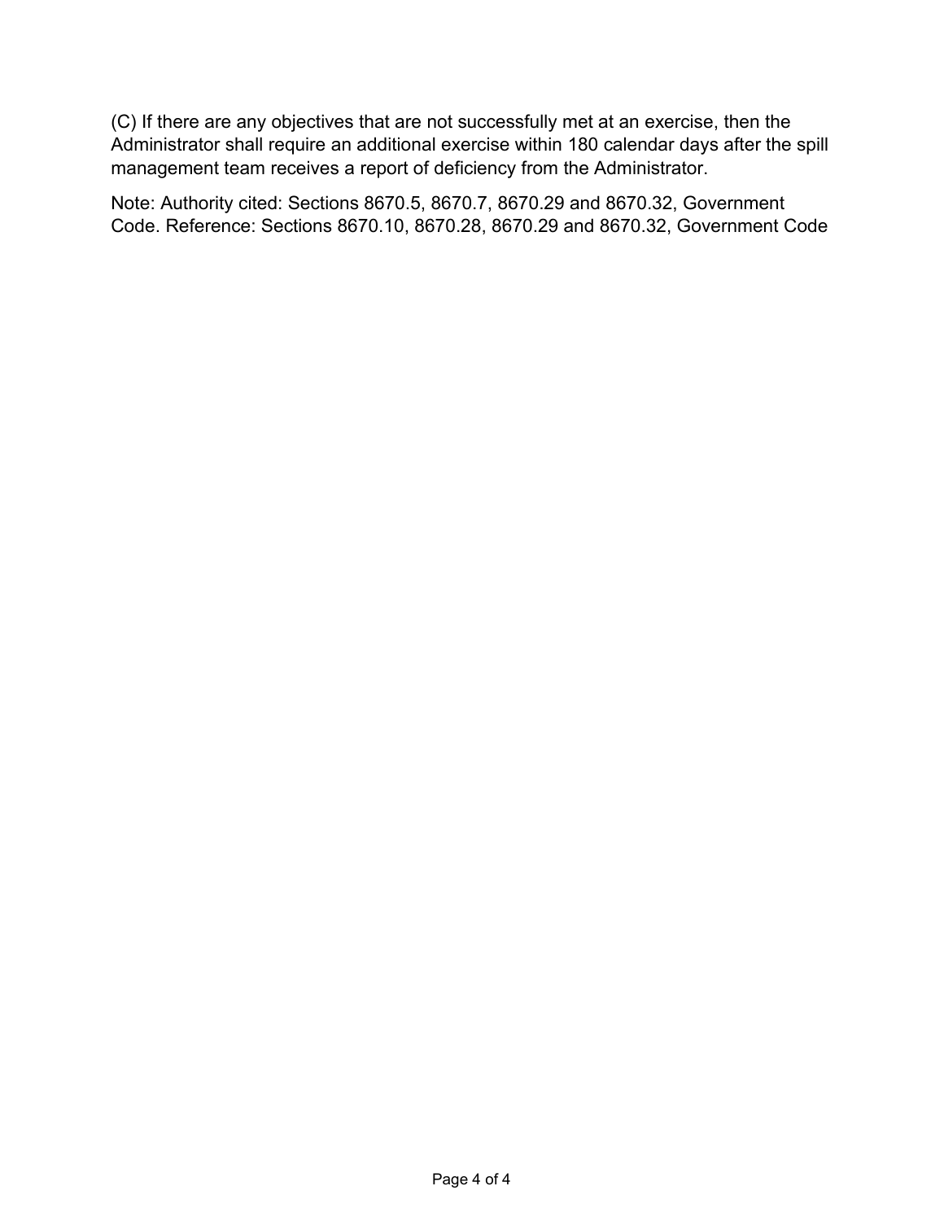(C) If there are any objectives that are not successfully met at an exercise, then the Administrator shall require an additional exercise within 180 calendar days after the spill management team receives a report of deficiency from the Administrator.

Note: Authority cited: Sections 8670.5, 8670.7, 8670.29 and 8670.32, Government Code. Reference: Sections 8670.10, 8670.28, 8670.29 and 8670.32, Government Code